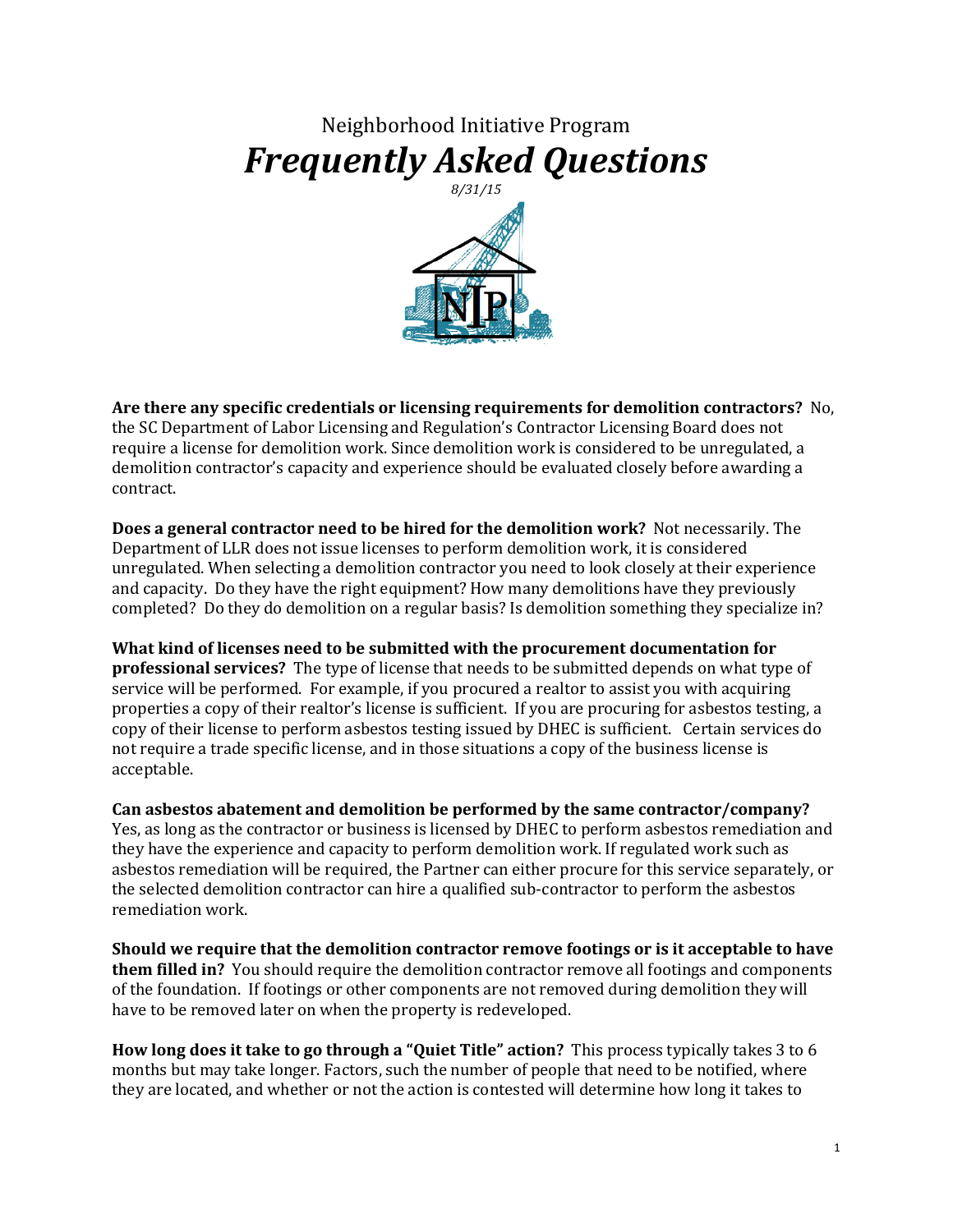# Neighborhood Initiative Program

# *Frequently Asked Questions*

*8/31/15*

**Are there any specific credentials or licensing requirements for demolition contractors?** No, the SC Department of Labor Licensing and Regulation's Contractor Licensing Board does not require a license for demolition work. Since demolition work is considered to be unregulated, a demolition contractor's capacity and experience should be evaluated closely before awarding a contract.

**Does a general contractor need to be hired for the demolition work?** Not necessarily. The Department of LLR does not issue licenses to perform demolition work, it is considered unregulated. When selecting a demolition contractor you need to look closely at their experience and capacity. Do they have the right equipment? How many demolitions have they previously completed? Do they do demolition on a regular basis? Is demolition something they specialize in?

**What kind of licenses need to be submitted with the procurement documentation for professional services?** The type of license that needs to be submitted depends on what type of service will be performed. For example, if you procured a realtor to assist you with acquiring properties a copy of their realtor's license is sufficient. If you are procuring for asbestos testing, a copy of their license to perform asbestos testing issued by DHEC is sufficient. Certain services do not require a trade specific license, and in those situations a copy of the business license is acceptable.

**Can asbestos abatement and demolition be performed by the same contractor/company?** Yes, as long as the contractor or business is licensed by DHEC to perform asbestos remediation and they have the experience and capacity to perform demolition work. If regulated work such as asbestos remediation will be required, the Partner can either procure for this service separately, or the selected demolition contractor can hire a qualified sub-contractor to perform the asbestos remediation work.

**Should we require that the demolition contractor remove footings or is it acceptable to have them filled in?** You should require the demolition contractor remove all footings and components of the foundation. If footings or other components are not removed during demolition they will have to be removed later on when the property is redeveloped.

**How long does it take to go through a "Quiet Title" action?** This process typically takes 3 to 6 months but may take longer. Factors, such the number of people that need to be notified, where they are located, and whether or not the action is contested will determine how long it takes to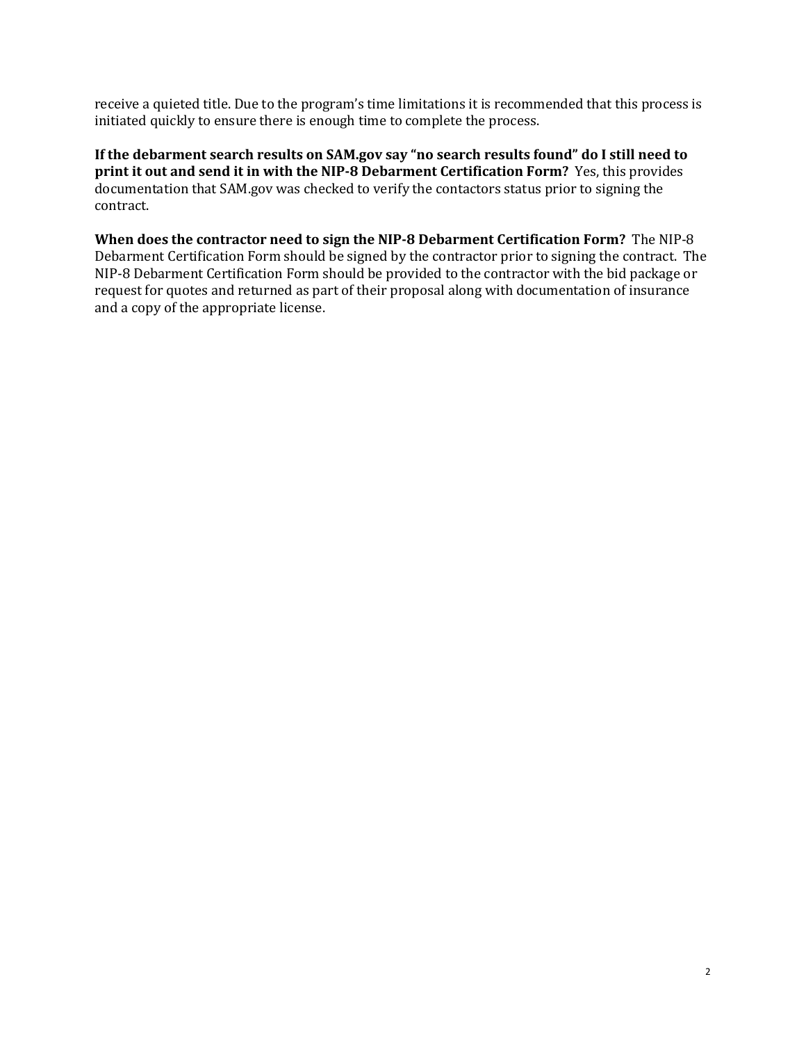receive a quieted title. Due to the program's time limitations it is recommended that this process is initiated quickly to ensure there is enough time to complete the process.

**If the debarment search results on SAM.gov say "no search results found" do I still need to print it out and send it in with the NIP-8 Debarment Certification Form?** Yes, this provides documentation that SAM.gov was checked to verify the contactors status prior to signing the contract.

**When does the contractor need to sign the NIP-8 Debarment Certification Form?** The NIP-8 Debarment Certification Form should be signed by the contractor prior to signing the contract. The NIP-8 Debarment Certification Form should be provided to the contractor with the bid package or request for quotes and returned as part of their proposal along with documentation of insurance and a copy of the appropriate license.